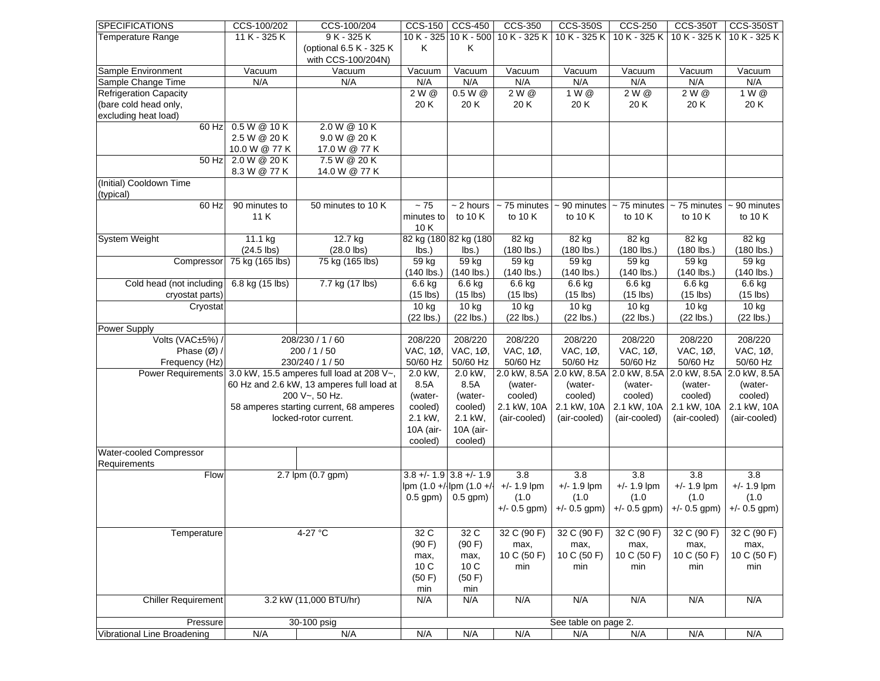| SPECIFICATIONS | CCS-100/202 | CCS-100/204 | CCS-150 | CCS-450 | CCS-350 | CCS-350S | CCS-250 | CCS-350T | CCS-350ST |
|---|---|---|---|---|---|---|---|---|---|
| Temperature Range | 11 K - 325 K | 9 K - 325 K (optional 6.5 K - 325 K with CCS-100/204N) | 10 K - 325 K | 10 K - 500 K | 10 K - 325 K | 10 K - 325 K | 10 K - 325 K | 10 K - 325 K | 10 K - 325 K |
| Sample Environment | Vacuum | Vacuum | Vacuum | Vacuum | Vacuum | Vacuum | Vacuum | Vacuum | Vacuum |
| Sample Change Time | N/A | N/A | N/A | N/A | N/A | N/A | N/A | N/A | N/A |
| Refrigeration Capacity (bare cold head only, excluding heat load) | | | 2 W @ 20 K | 0.5 W @ 20 K | 2 W @ 20 K | 1 W @ 20 K | 2 W @ 20 K | 2 W @ 20 K | 1 W @ 20 K |
| 60 Hz | 0.5 W @ 10 K 2.5 W @ 20 K 10.0 W @ 77 K | 2.0 W @ 10 K 9.0 W @ 20 K 17.0 W @ 77 K | | | | | | | |
| 50 Hz | 2.0 W @ 20 K 8.3 W @ 77 K | 7.5 W @ 20 K 14.0 W @ 77 K | | | | | | | |
| (Initial) Cooldown Time (typical) | | | | | | | | | |
| 60 Hz | 90 minutes to 11 K | 50 minutes to 10 K | ~ 75 minutes to 10 K | ~ 2 hours to 10 K | ~ 75 minutes to 10 K | ~ 90 minutes to 10 K | ~ 75 minutes to 10 K | ~ 75 minutes to 10 K | ~ 90 minutes to 10 K |
| System Weight | 11.1 kg (24.5 lbs) | 12.7 kg (28.0 lbs) | 82 kg (180 lbs.) | 82 kg (180 lbs.) | 82 kg (180 lbs.) | 82 kg (180 lbs.) | 82 kg (180 lbs.) | 82 kg (180 lbs.) | 82 kg (180 lbs.) |
| Compressor | 75 kg (165 lbs) | 75 kg (165 lbs) | 59 kg (140 lbs.) | 59 kg (140 lbs.) | 59 kg (140 lbs.) | 59 kg (140 lbs.) | 59 kg (140 lbs.) | 59 kg (140 lbs.) | 59 kg (140 lbs.) |
| Cold head (not including cryostat parts) | 6.8 kg (15 lbs) | 7.7 kg (17 lbs) | 6.6 kg (15 lbs) | 6.6 kg (15 lbs) | 6.6 kg (15 lbs) | 6.6 kg (15 lbs) | 6.6 kg (15 lbs) | 6.6 kg (15 lbs) | 6.6 kg (15 lbs) |
| Cryostat | | | 10 kg (22 lbs.) | 10 kg (22 lbs.) | 10 kg (22 lbs.) | 10 kg (22 lbs.) | 10 kg (22 lbs.) | 10 kg (22 lbs.) | 10 kg (22 lbs.) |
| Power Supply | | | | | | | | | |
| Volts (VAC±5%) / Phase (Ø) / Frequency (Hz) | 208/230 / 1 / 60 200 / 1 / 50 230/240 / 1 / 50 | | 208/220 VAC, 1Ø, 50/60 Hz | 208/220 VAC, 1Ø, 50/60 Hz | 208/220 VAC, 1Ø, 50/60 Hz | 208/220 VAC, 1Ø, 50/60 Hz | 208/220 VAC, 1Ø, 50/60 Hz | 208/220 VAC, 1Ø, 50/60 Hz | 208/220 VAC, 1Ø, 50/60 Hz |
| Power Requirements | 3.0 kW, 15.5 amperes full load at 208 V~, 60 Hz and 2.6 kW, 13 amperes full load at 200 V~, 50 Hz. 58 amperes starting current, 68 amperes locked-rotor current. | | 2.0 kW, 8.5A (water-cooled) 2.1 kW, 10A (air-cooled) | 2.0 kW, 8.5A (water-cooled) 2.1 kW, 10A (air-cooled) | 2.0 kW, 8.5A (water-cooled) 2.1 kW, 10A (air-cooled) | 2.0 kW, 8.5A (water-cooled) 2.1 kW, 10A (air-cooled) | 2.0 kW, 8.5A (water-cooled) 2.1 kW, 10A (air-cooled) | 2.0 kW, 8.5A (water-cooled) 2.1 kW, 10A (air-cooled) | 2.0 kW, 8.5A (water-cooled) 2.1 kW, 10A (air-cooled) |
| Water-cooled Compressor Requirements | | | | | | | | | |
| Flow | 2.7 lpm (0.7 gpm) | | 3.8 +/- 1.9 lpm (1.0 +/- 0.5 gpm) | 3.8 +/- 1.9 lpm (1.0 +/- 0.5 gpm) | 3.8 +/- 1.9 lpm (1.0 +/- 0.5 gpm) | 3.8 +/- 1.9 lpm (1.0 +/- 0.5 gpm) | 3.8 +/- 1.9 lpm (1.0 +/- 0.5 gpm) | 3.8 +/- 1.9 lpm (1.0 +/- 0.5 gpm) | 3.8 +/- 1.9 lpm (1.0 +/- 0.5 gpm) |
| Temperature | 4-27 °C | | 32 C (90 F) max, 10 C (50 F) min | 32 C (90 F) max, 10 C (50 F) min | 32 C (90 F) max, 10 C (50 F) min | 32 C (90 F) max, 10 C (50 F) min | 32 C (90 F) max, 10 C (50 F) min | 32 C (90 F) max, 10 C (50 F) min | 32 C (90 F) max, 10 C (50 F) min |
| Chiller Requirement | 3.2 kW (11,000 BTU/hr) | | N/A | N/A | N/A | N/A | N/A | N/A | N/A |
| Pressure | 30-100 psig | | See table on page 2. | | | | | | |
| Vibrational Line Broadening | N/A | N/A | N/A | N/A | N/A | N/A | N/A | N/A | N/A |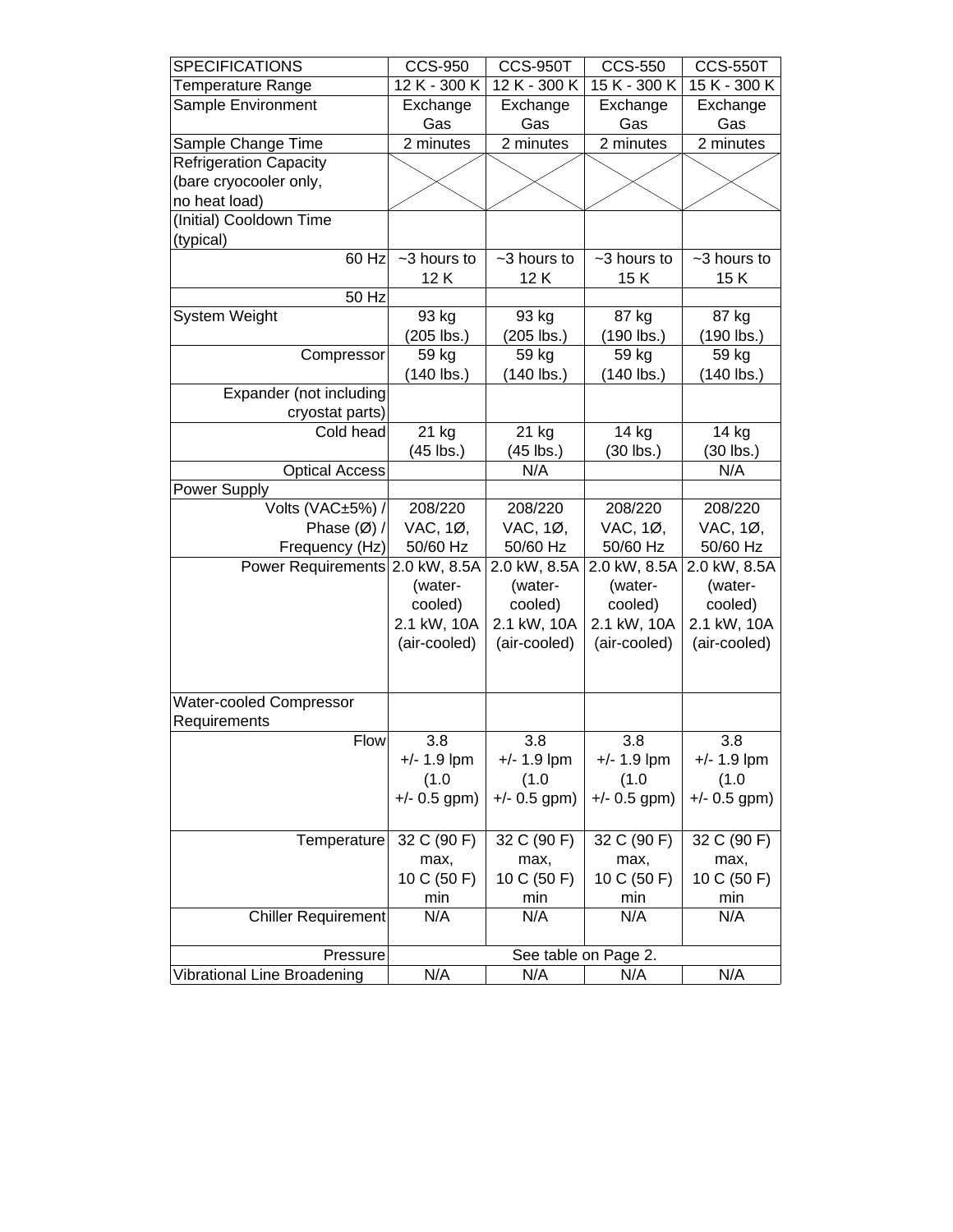| SPECIFICATIONS | CCS-950 | CCS-950T | CCS-550 | CCS-550T |
|---|---|---|---|---|
| Temperature Range | 12 K - 300 K | 12 K - 300 K | 15 K - 300 K | 15 K - 300 K |
| Sample Environment | Exchange Gas | Exchange Gas | Exchange Gas | Exchange Gas |
| Sample Change Time | 2 minutes | 2 minutes | 2 minutes | 2 minutes |
| Refrigeration Capacity (bare cryocooler only, no heat load) | | | | |
| (Initial) Cooldown Time (typical) | | | | |
| 60 Hz | ~3 hours to 12 K | ~3 hours to 12 K | ~3 hours to 15 K | ~3 hours to 15 K |
| 50 Hz | | | | |
| System Weight | 93 kg (205 lbs.) | 93 kg (205 lbs.) | 87 kg (190 lbs.) | 87 kg (190 lbs.) |
| Compressor | 59 kg (140 lbs.) | 59 kg (140 lbs.) | 59 kg (140 lbs.) | 59 kg (140 lbs.) |
| Expander (not including cryostat parts) | | | | |
| Cold head | 21 kg (45 lbs.) | 21 kg (45 lbs.) | 14 kg (30 lbs.) | 14 kg (30 lbs.) |
| Optical Access | | N/A | | N/A |
| Power Supply | | | | |
| Volts (VAC±5%) / Phase (Ø) / Frequency (Hz) | 208/220 VAC, 1Ø, 50/60 Hz | 208/220 VAC, 1Ø, 50/60 Hz | 208/220 VAC, 1Ø, 50/60 Hz | 208/220 VAC, 1Ø, 50/60 Hz |
| Power Requirements | 2.0 kW, 8.5A (water-cooled) 2.1 kW, 10A (air-cooled) | 2.0 kW, 8.5A (water-cooled) 2.1 kW, 10A (air-cooled) | 2.0 kW, 8.5A (water-cooled) 2.1 kW, 10A (air-cooled) | 2.0 kW, 8.5A (water-cooled) 2.1 kW, 10A (air-cooled) |
| Water-cooled Compressor Requirements | | | | |
| Flow | 3.8 +/- 1.9 lpm (1.0 +/- 0.5 gpm) | 3.8 +/- 1.9 lpm (1.0 +/- 0.5 gpm) | 3.8 +/- 1.9 lpm (1.0 +/- 0.5 gpm) | 3.8 +/- 1.9 lpm (1.0 +/- 0.5 gpm) |
| Temperature | 32 C (90 F) max, 10 C (50 F) min | 32 C (90 F) max, 10 C (50 F) min | 32 C (90 F) max, 10 C (50 F) min | 32 C (90 F) max, 10 C (50 F) min |
| Chiller Requirement | N/A | N/A | N/A | N/A |
| Pressure | See table on Page 2. | | | |
| Vibrational Line Broadening | N/A | N/A | N/A | N/A |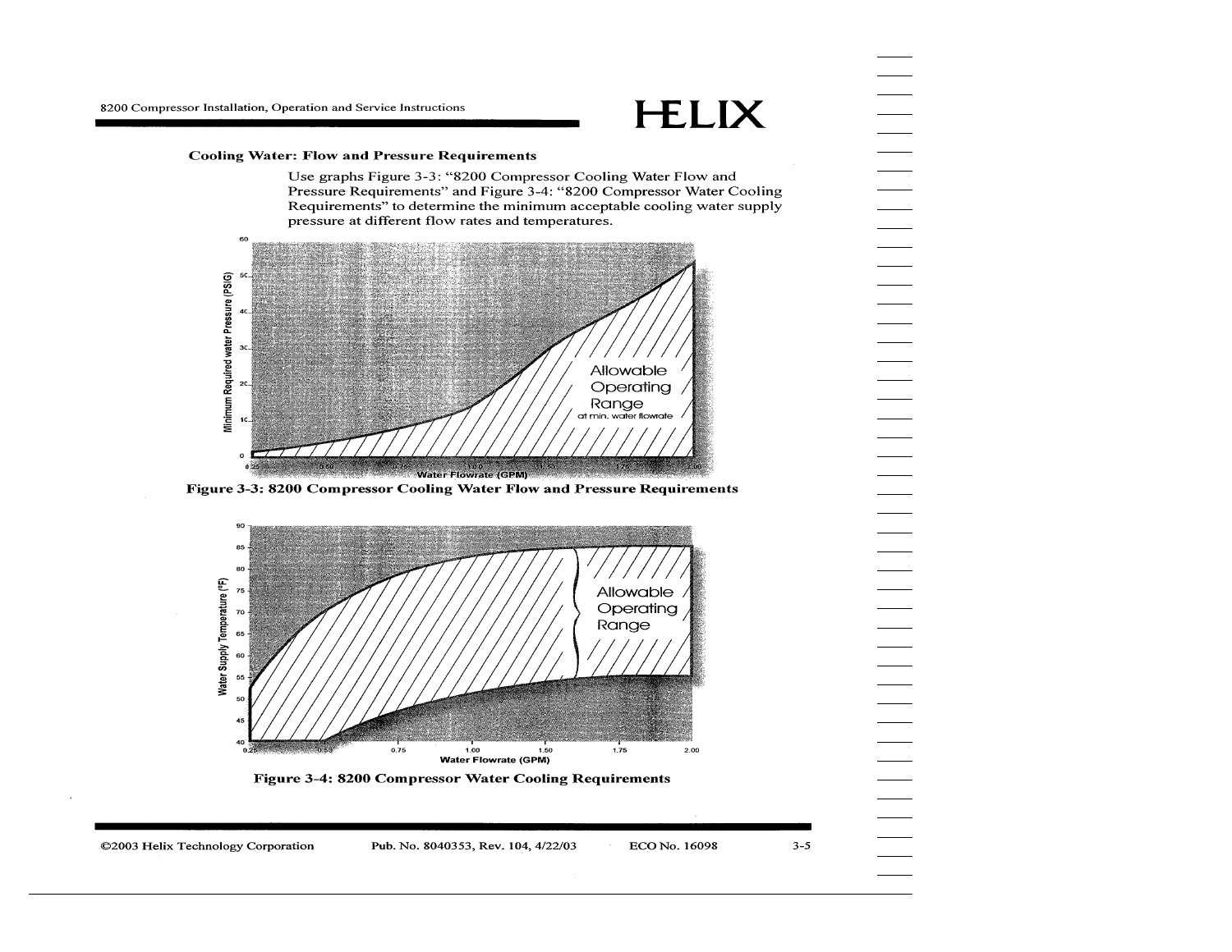### Cooling Water: Flow and Pressure Requirements

Use graphs Figure 3-3: "8200 Compressor Cooling Water Flow and Pressure Requirements" and Figure 3-4: "8200 Compressor Water Cooling Requirements" to determine the minimum acceptable cooling water supply pressure at different flow rates and temperatures.

Minimum Required water Pressure (PSIG)

60
50
40
30
20
10
0

0.25
0.50
0.75
1.00
1.50
1.75
2.00

Water Flowrate (GPM)

Allowable Operating Range at min. water flowrate

**Figure 3-3: 8200 Compressor Cooling Water Flow and Pressure Requirements**

Water Supply Temperature (°F)

90
85
80
75
70
65
60
55
50
45
40

0.25
0.50
0.75
1.00
1.50
1.75
2.00

Water Flowrate (GPM)

Allowable Operating Range

**Figure 3-4: 8200 Compressor Water Cooling Requirements**